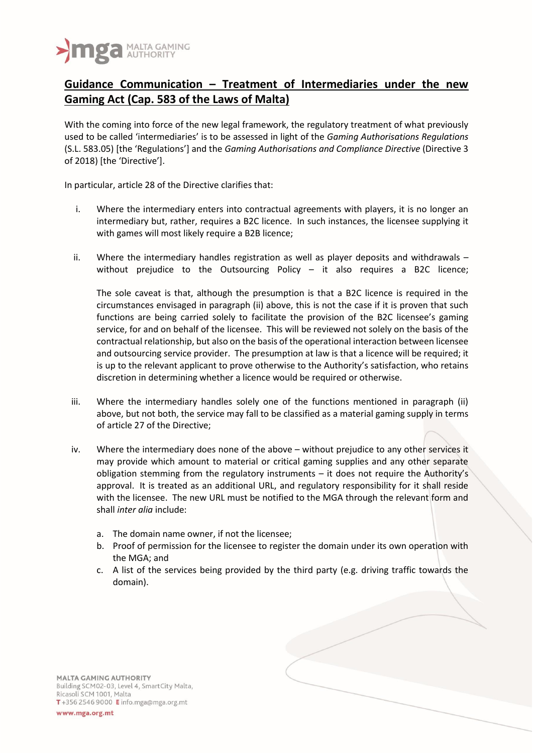# Guidance Communication – Treatment of Intermediaries under the new Gaming Act (Cap. 583 of the Laws of Malta)

With the coming into force of the new legal framework, the regulatory treatment of what previously used to be called 'intermediaries' is to be assessed in light of the *Gaming Authorisations Regulations* (S.L. 583.05) [the 'Regulations'] and the *Gaming Authorisations and Compliance Directive* (Directive 3 of 2018) [the 'Directive'].

In particular, article 28 of the Directive clarifies that:

i. Where the intermediary enters into contractual agreements with players, it is no longer an intermediary but, rather, requires a B2C licence. In such instances, the licensee supplying it with games will most likely require a B2B licence;

ii. Where the intermediary handles registration as well as player deposits and withdrawals – without prejudice to the Outsourcing Policy – it also requires a B2C licence;

   The sole caveat is that, although the presumption is that a B2C licence is required in the circumstances envisaged in paragraph (ii) above, this is not the case if it is proven that such functions are being carried solely to facilitate the provision of the B2C licensee's gaming service, for and on behalf of the licensee. This will be reviewed not solely on the basis of the contractual relationship, but also on the basis of the operational interaction between licensee and outsourcing service provider. The presumption at law is that a licence will be required; it is up to the relevant applicant to prove otherwise to the Authority's satisfaction, who retains discretion in determining whether a licence would be required or otherwise.

iii. Where the intermediary handles solely one of the functions mentioned in paragraph (ii) above, but not both, the service may fall to be classified as a material gaming supply in terms of article 27 of the Directive;

iv. Where the intermediary does none of the above – without prejudice to any other services it may provide which amount to material or critical gaming supplies and any other separate obligation stemming from the regulatory instruments – it does not require the Authority's approval. It is treated as an additional URL, and regulatory responsibility for it shall reside with the licensee. The new URL must be notified to the MGA through the relevant form and shall *inter alia* include:

   a. The domain name owner, if not the licensee;
   b. Proof of permission for the licensee to register the domain under its own operation with the MGA; and
   c. A list of the services being provided by the third party (e.g. driving traffic towards the domain).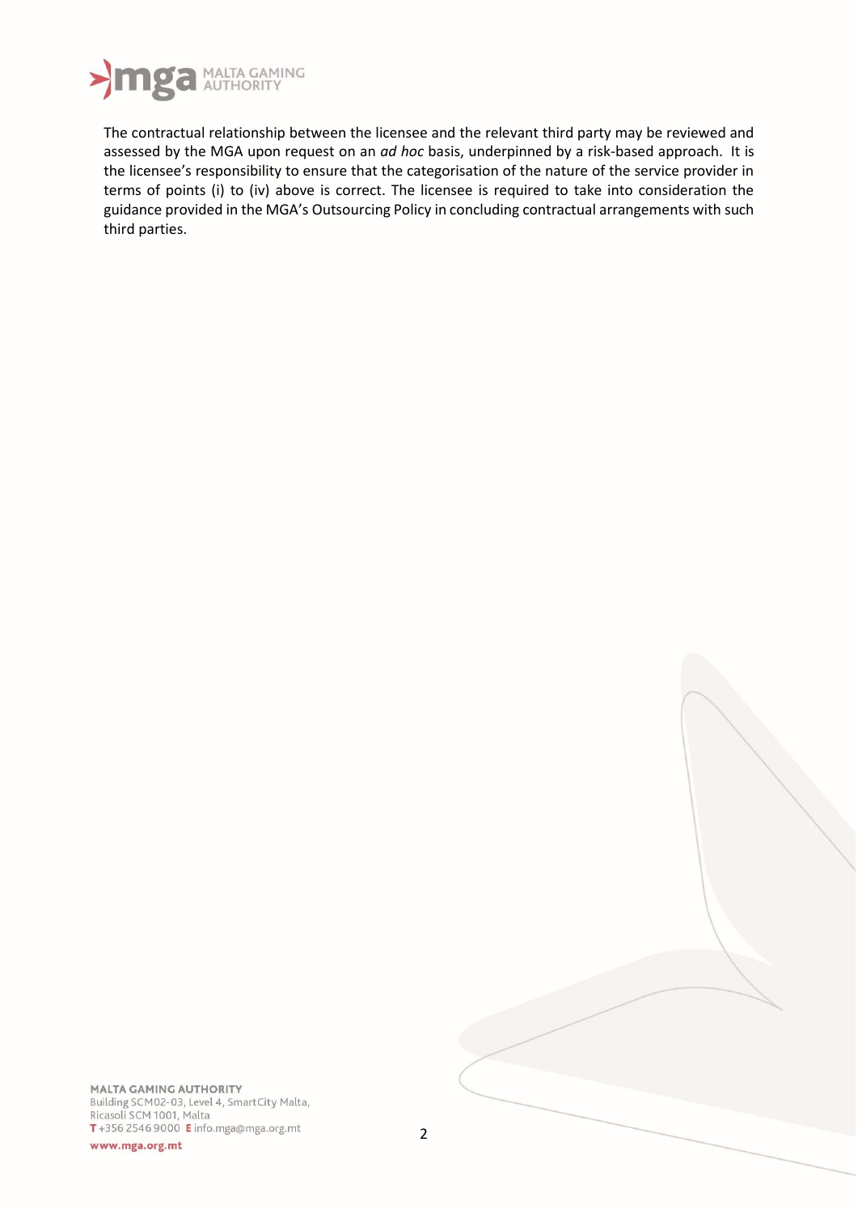The contractual relationship between the licensee and the relevant third party may be reviewed and assessed by the MGA upon request on an *ad hoc* basis, underpinned by a risk-based approach. It is the licensee's responsibility to ensure that the categorisation of the nature of the service provider in terms of points (i) to (iv) above is correct. The licensee is required to take into consideration the guidance provided in the MGA's Outsourcing Policy in concluding contractual arrangements with such third parties.